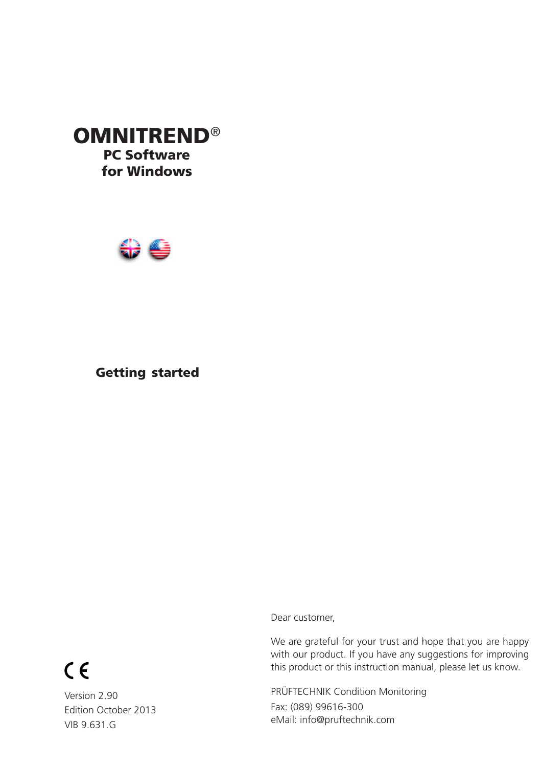# OMNITREND®

## PC Software for Windows

## Getting started

CE

Version 2.90
Edition October 2013
VIB 9.631.G

Dear customer,

We are grateful for your trust and hope that you are happy with our product. If you have any suggestions for improving this product or this instruction manual, please let us know.

PRÜFTECHNIK Condition Monitoring
Fax: (089) 99616-300
eMail: info@pruftechnik.com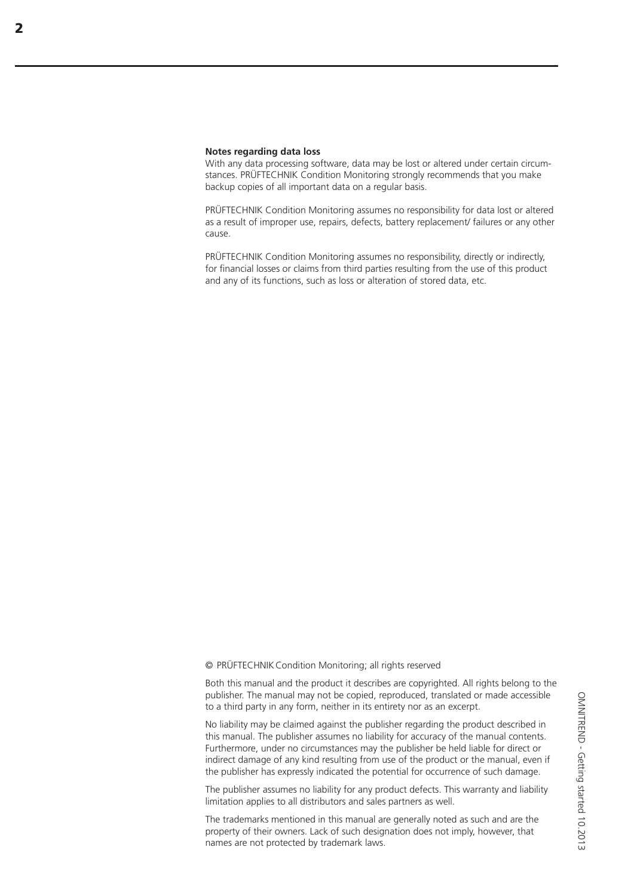**Notes regarding data loss**

With any data processing software, data may be lost or altered under certain circumstances. PRÜFTECHNIK Condition Monitoring strongly recommends that you make backup copies of all important data on a regular basis.

PRÜFTECHNIK Condition Monitoring assumes no responsibility for data lost or altered as a result of improper use, repairs, defects, battery replacement/ failures or any other cause.

PRÜFTECHNIK Condition Monitoring assumes no responsibility, directly or indirectly, for financial losses or claims from third parties resulting from the use of this product and any of its functions, such as loss or alteration of stored data, etc.

© PRÜFTECHNIK Condition Monitoring; all rights reserved

Both this manual and the product it describes are copyrighted. All rights belong to the publisher. The manual may not be copied, reproduced, translated or made accessible to a third party in any form, neither in its entirety nor as an excerpt.

No liability may be claimed against the publisher regarding the product described in this manual. The publisher assumes no liability for accuracy of the manual contents. Furthermore, under no circumstances may the publisher be held liable for direct or indirect damage of any kind resulting from use of the product or the manual, even if the publisher has expressly indicated the potential for occurrence of such damage.

The publisher assumes no liability for any product defects. This warranty and liability limitation applies to all distributors and sales partners as well.

The trademarks mentioned in this manual are generally noted as such and are the property of their owners. Lack of such designation does not imply, however, that names are not protected by trademark laws.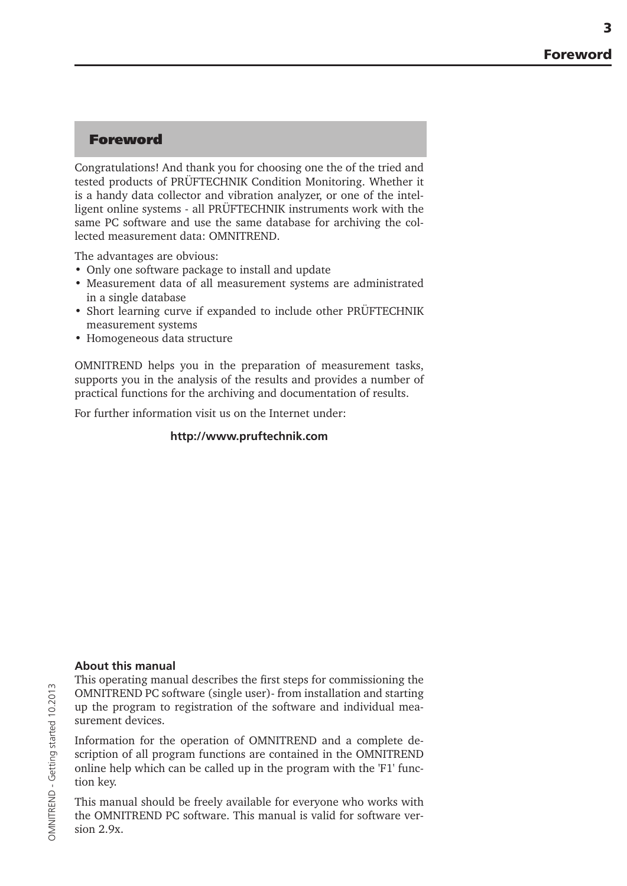# Foreword

Congratulations! And thank you for choosing one the of the tried and tested products of PRÜFTECHNIK Condition Monitoring. Whether it is a handy data collector and vibration analyzer, or one of the intelligent online systems - all PRÜFTECHNIK instruments work with the same PC software and use the same database for archiving the collected measurement data: OMNITREND.

The advantages are obvious:

- Only one software package to install and update
- Measurement data of all measurement systems are administrated in a single database
- Short learning curve if expanded to include other PRÜFTECHNIK measurement systems
- Homogeneous data structure

OMNITREND helps you in the preparation of measurement tasks, supports you in the analysis of the results and provides a number of practical functions for the archiving and documentation of results.

For further information visit us on the Internet under:

**http://www.pruftechnik.com**

**About this manual**

This operating manual describes the first steps for commissioning the OMNITREND PC software (single user)- from installation and starting up the program to registration of the software and individual measurement devices.

Information for the operation of OMNITREND and a complete description of all program functions are contained in the OMNITREND online help which can be called up in the program with the 'F1' function key.

This manual should be freely available for everyone who works with the OMNITREND PC software. This manual is valid for software version 2.9x.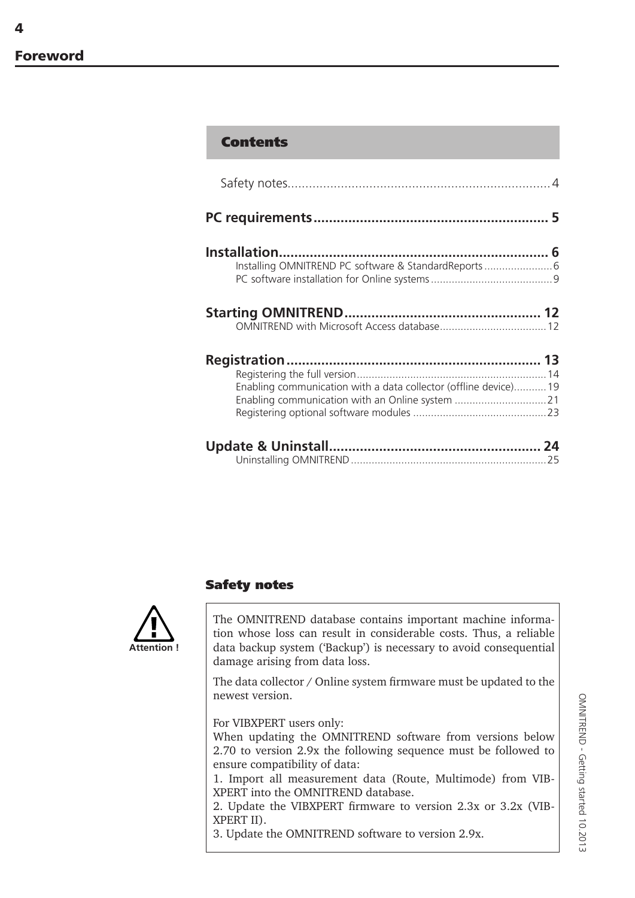# Foreword

## Contents

Safety notes ... 4

**PC requirements ... 5**

**Installation ... 6**
- Installing OMNITREND PC software & StandardReports ... 6
- PC software installation for Online systems ... 9

**Starting OMNITREND ... 12**
- OMNITREND with Microsoft Access database ... 12

**Registration ... 13**
- Registering the full version ... 14
- Enabling communication with a data collector (offline device) ... 19
- Enabling communication with an Online system ... 21
- Registering optional software modules ... 23

**Update & Uninstall ... 24**
- Uninstalling OMNITREND ... 25

## Safety notes

Attention !

The OMNITREND database contains important machine information whose loss can result in considerable costs. Thus, a reliable data backup system ('Backup') is necessary to avoid consequential damage arising from data loss.

The data collector / Online system firmware must be updated to the newest version.

For VIBXPERT users only:
When updating the OMNITREND software from versions below 2.70 to version 2.9x the following sequence must be followed to ensure compatibility of data:

1. Import all measurement data (Route, Multimode) from VIBXPERT into the OMNITREND database.
2. Update the VIBXPERT firmware to version 2.3x or 3.2x (VIBXPERT II).
3. Update the OMNITREND software to version 2.9x.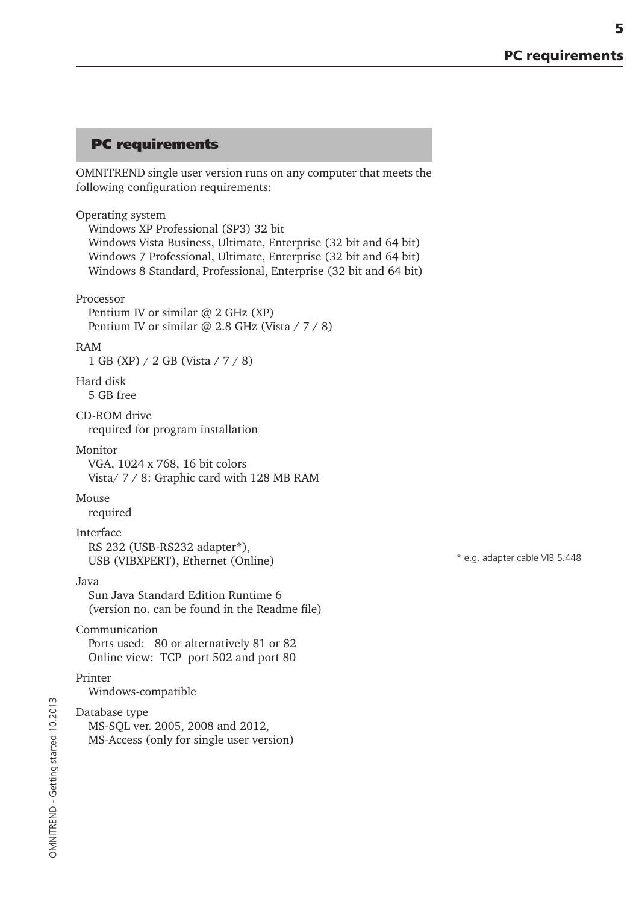## PC requirements

OMNITREND single user version runs on any computer that meets the following configuration requirements:

Operating system
Windows XP Professional (SP3) 32 bit
Windows Vista Business, Ultimate, Enterprise (32 bit and 64 bit)
Windows 7 Professional, Ultimate, Enterprise (32 bit and 64 bit)
Windows 8 Standard, Professional, Enterprise (32 bit and 64 bit)

Processor
Pentium IV or similar @ 2 GHz (XP)
Pentium IV or similar @ 2.8 GHz (Vista / 7 / 8)

RAM
1 GB (XP) / 2 GB (Vista / 7 / 8)

Hard disk
5 GB free

CD-ROM drive
required for program installation

Monitor
VGA, 1024 x 768, 16 bit colors
Vista/ 7 / 8: Graphic card with 128 MB RAM

Mouse
required

Interface
RS 232 (USB-RS232 adapter*),
USB (VIBXPERT), Ethernet (Online)

\* e.g. adapter cable VIB 5.448

Java
Sun Java Standard Edition Runtime 6
(version no. can be found in the Readme file)

Communication
Ports used: 80 or alternatively 81 or 82
Online view: TCP port 502 and port 80

Printer
Windows-compatible

Database type
MS-SQL ver. 2005, 2008 and 2012,
MS-Access (only for single user version)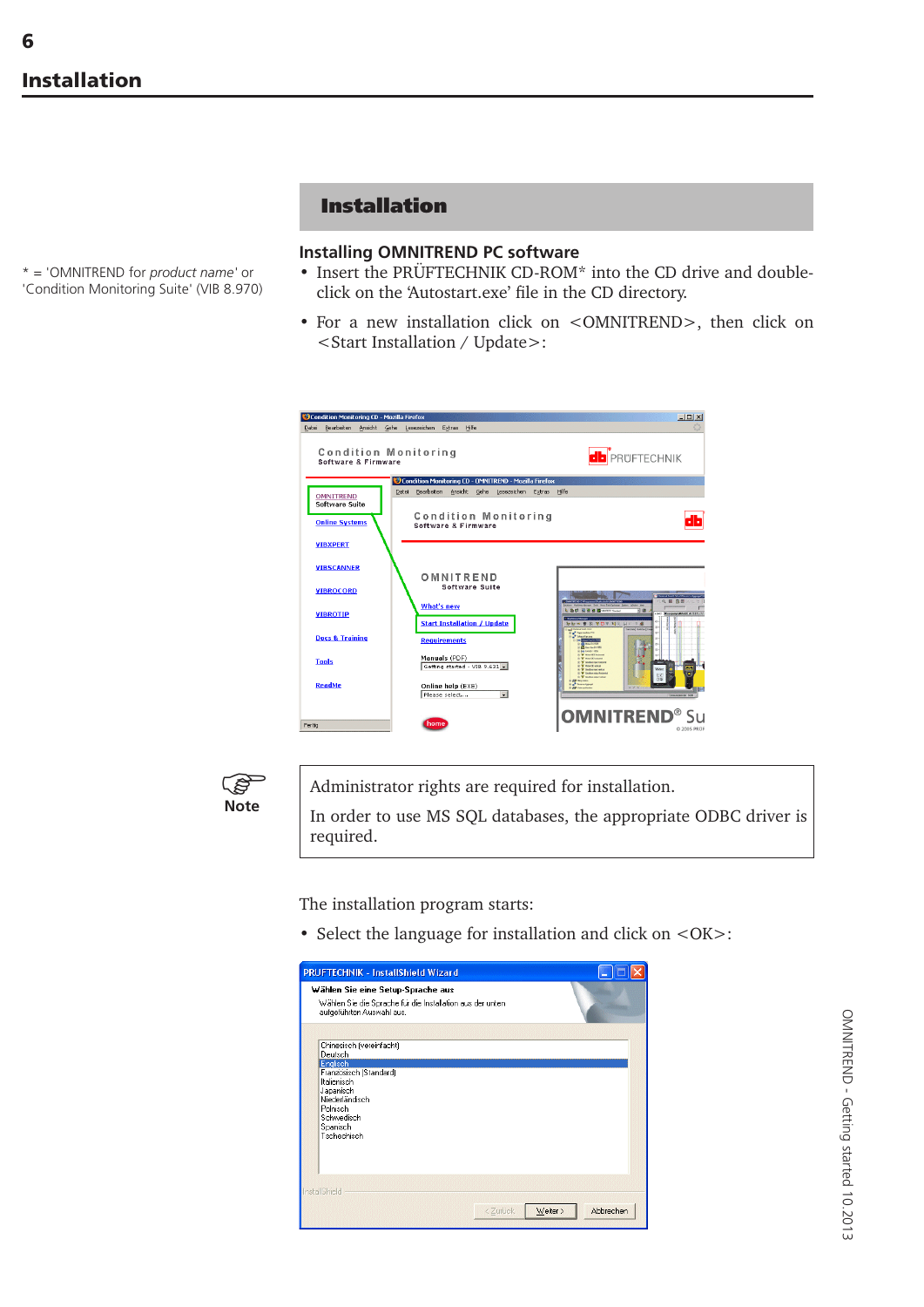# Installation

## Installation

### Installing OMNITREND PC software

\* = 'OMNITREND for *product name*' or 'Condition Monitoring Suite' (VIB 8.970)

- Insert the PRÜFTECHNIK CD-ROM* into the CD drive and double-click on the 'Autostart.exe' file in the CD directory.
- For a new installation click on <OMNITREND>, then click on <Start Installation / Update>:

**Note**

> Administrator rights are required for installation.
>
> In order to use MS SQL databases, the appropriate ODBC driver is required.

The installation program starts:

- Select the language for installation and click on <OK>: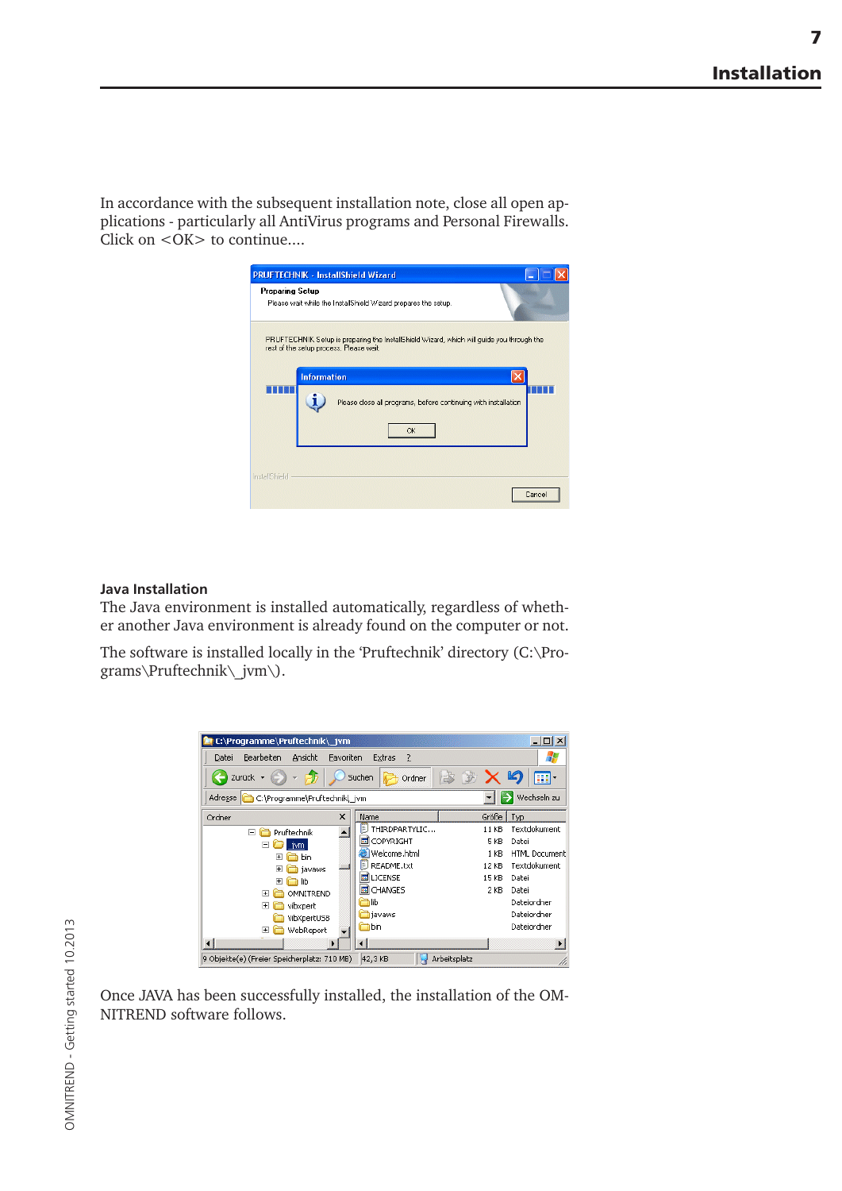In accordance with the subsequent installation note, close all open applications - particularly all AntiVirus programs and Personal Firewalls. Click on <OK> to continue....

### Java Installation

The Java environment is installed automatically, regardless of whether another Java environment is already found on the computer or not.

The software is installed locally in the 'Pruftechnik' directory (C:\Programs\Pruftechnik\_jvm\).

Once JAVA has been successfully installed, the installation of the OMNITREND software follows.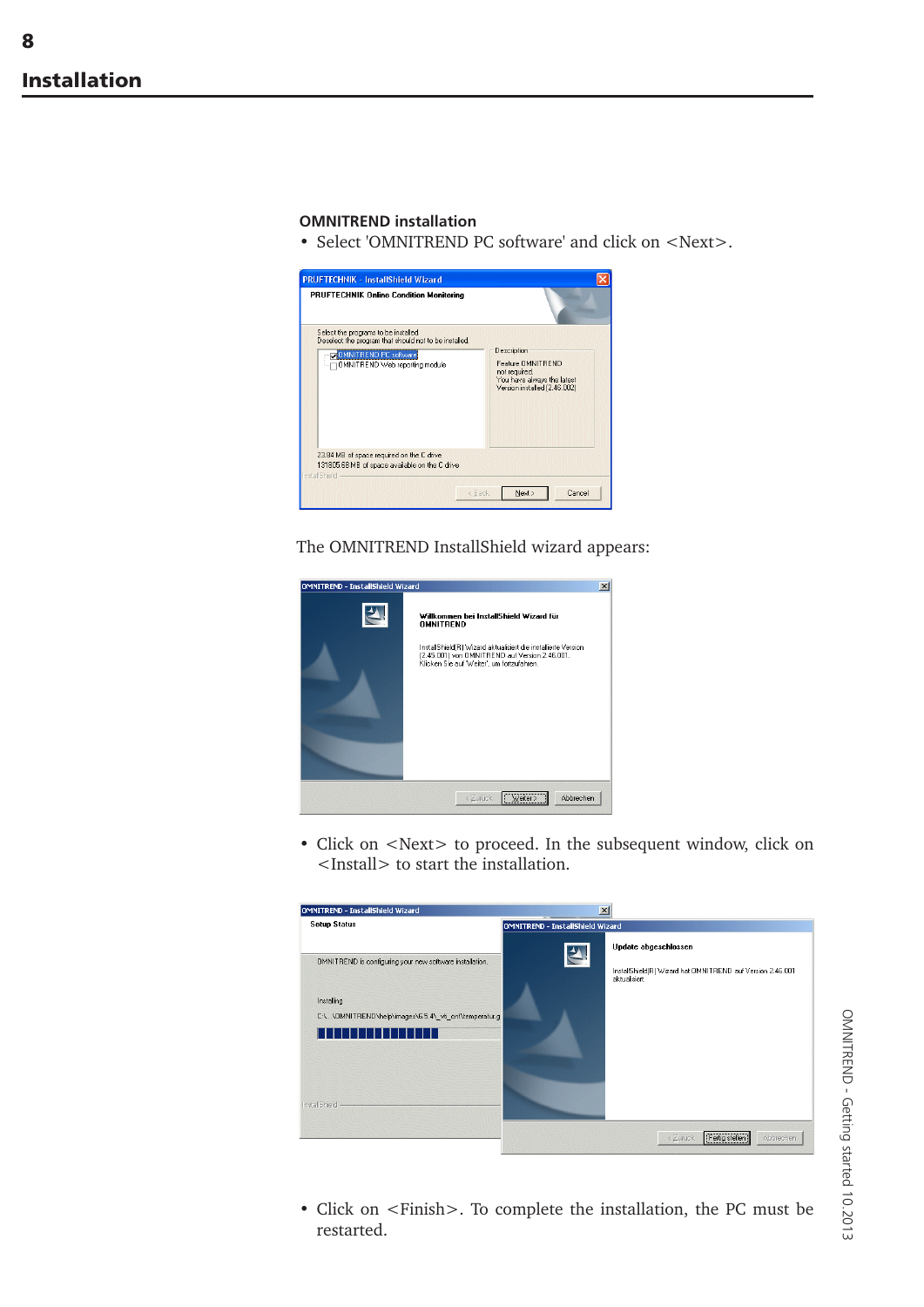## Installation

**OMNITREND installation**

- Select 'OMNITREND PC software' and click on <Next>.

The OMNITREND InstallShield wizard appears:

- Click on <Next> to proceed. In the subsequent window, click on <Install> to start the installation.

- Click on <Finish>. To complete the installation, the PC must be restarted.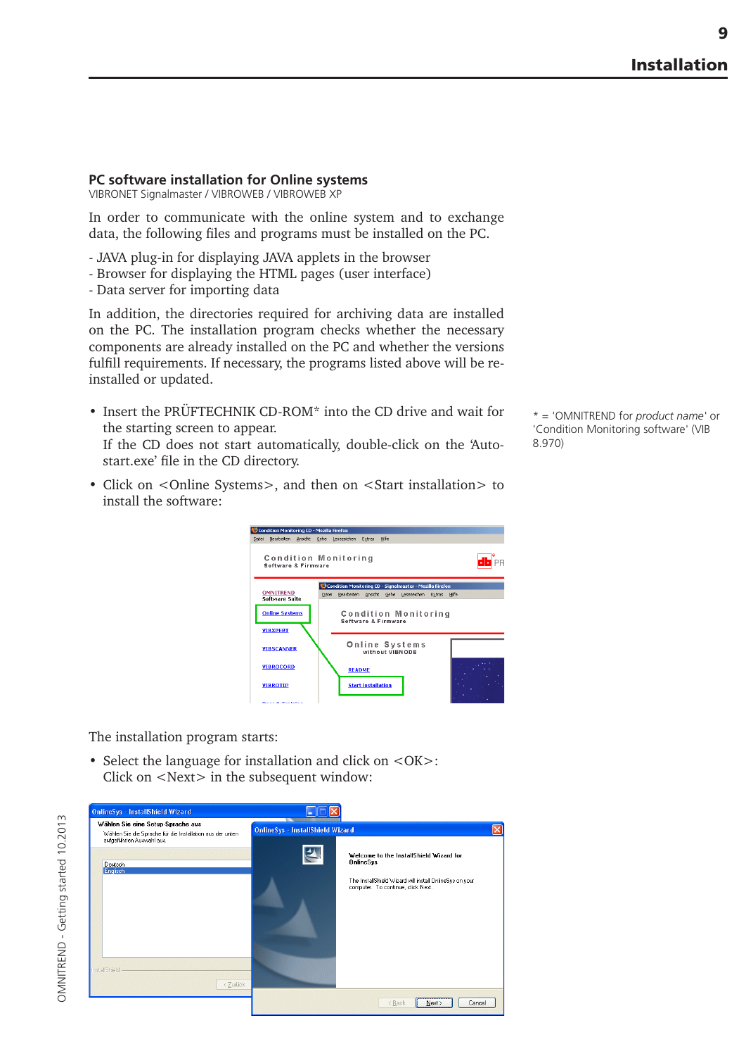## PC software installation for Online systems

VIBRONET Signalmaster / VIBROWEB / VIBROWEB XP

In order to communicate with the online system and to exchange data, the following files and programs must be installed on the PC.

- JAVA plug-in for displaying JAVA applets in the browser
- Browser for displaying the HTML pages (user interface)
- Data server for importing data

In addition, the directories required for archiving data are installed on the PC. The installation program checks whether the necessary components are already installed on the PC and whether the versions fulfill requirements. If necessary, the programs listed above will be re-installed or updated.

- Insert the PRÜFTECHNIK CD-ROM* into the CD drive and wait for the starting screen to appear.
  If the CD does not start automatically, double-click on the 'Autostart.exe' file in the CD directory.
- Click on <Online Systems>, and then on <Start installation> to install the software:

* = 'OMNITREND for *product name*' or 'Condition Monitoring software' (VIB 8.970)

The installation program starts:

- Select the language for installation and click on <OK>:
  Click on <Next> in the subsequent window: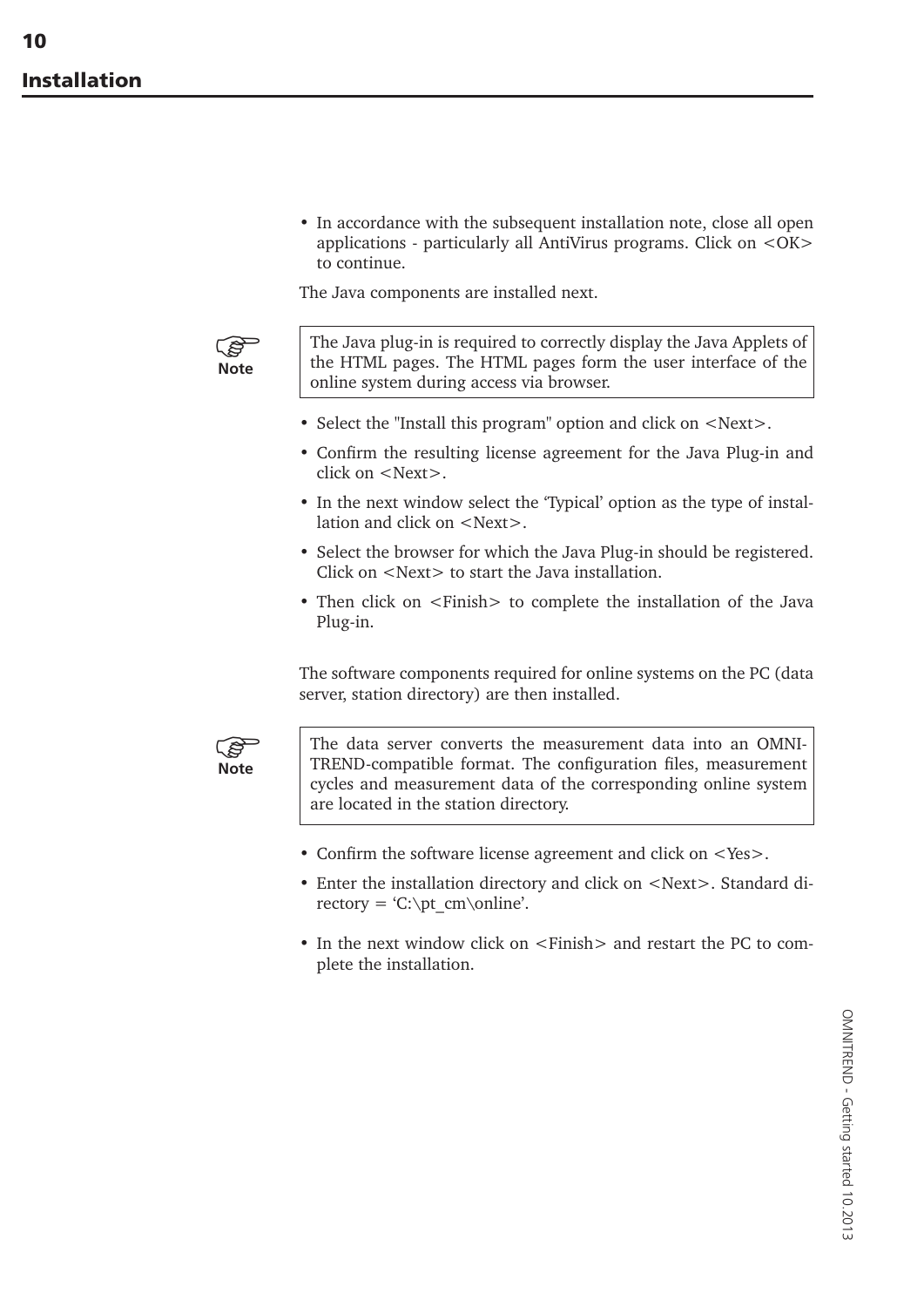## Installation

- In accordance with the subsequent installation note, close all open applications - particularly all AntiVirus programs. Click on <OK> to continue.

The Java components are installed next.

> **Note**
> The Java plug-in is required to correctly display the Java Applets of the HTML pages. The HTML pages form the user interface of the online system during access via browser.

- Select the "Install this program" option and click on <Next>.
- Confirm the resulting license agreement for the Java Plug-in and click on <Next>.
- In the next window select the 'Typical' option as the type of installation and click on <Next>.
- Select the browser for which the Java Plug-in should be registered. Click on <Next> to start the Java installation.
- Then click on <Finish> to complete the installation of the Java Plug-in.

The software components required for online systems on the PC (data server, station directory) are then installed.

> **Note**
> The data server converts the measurement data into an OMNITREND-compatible format. The configuration files, measurement cycles and measurement data of the corresponding online system are located in the station directory.

- Confirm the software license agreement and click on <Yes>.
- Enter the installation directory and click on <Next>. Standard directory = 'C:\pt_cm\online'.
- In the next window click on <Finish> and restart the PC to complete the installation.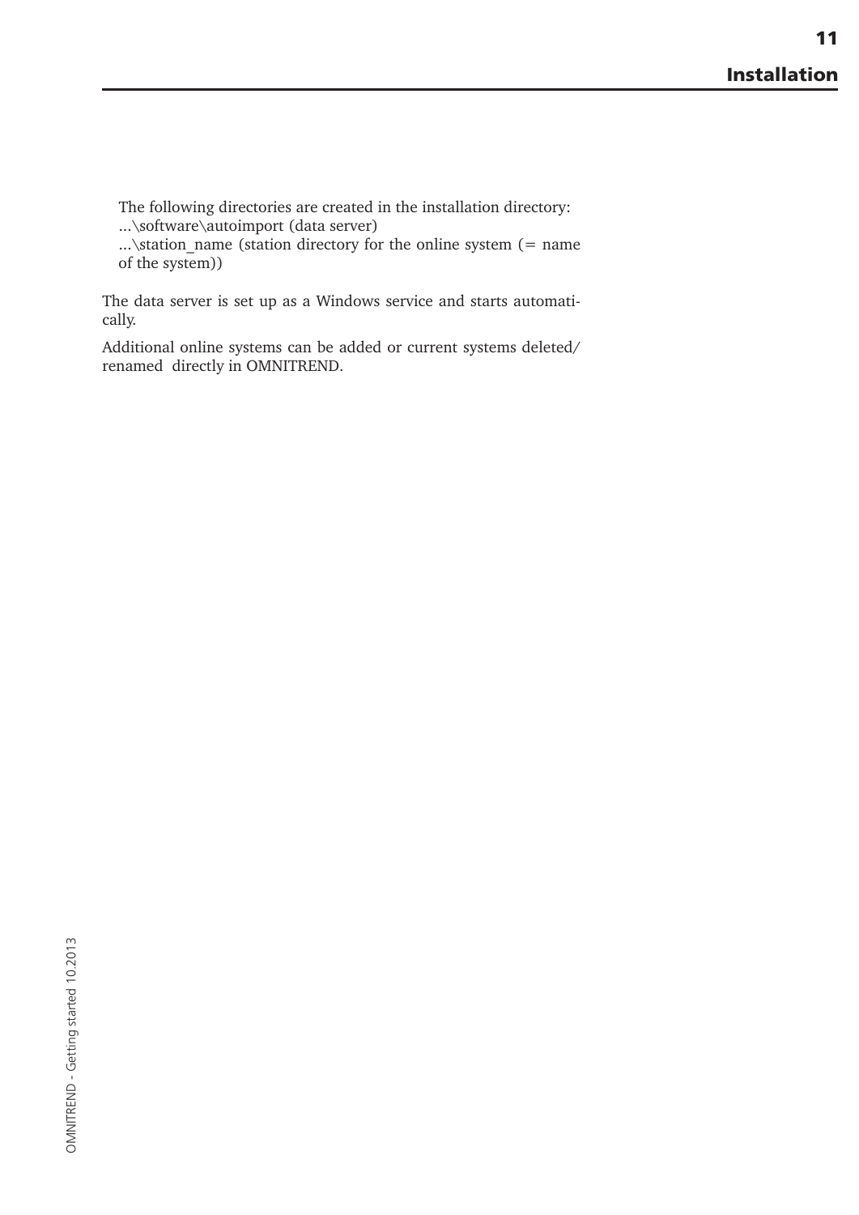The following directories are created in the installation directory:
...\software\autoimport (data server)
...\station_name (station directory for the online system (= name of the system))

The data server is set up as a Windows service and starts automatically.

Additional online systems can be added or current systems deleted/ renamed directly in OMNITREND.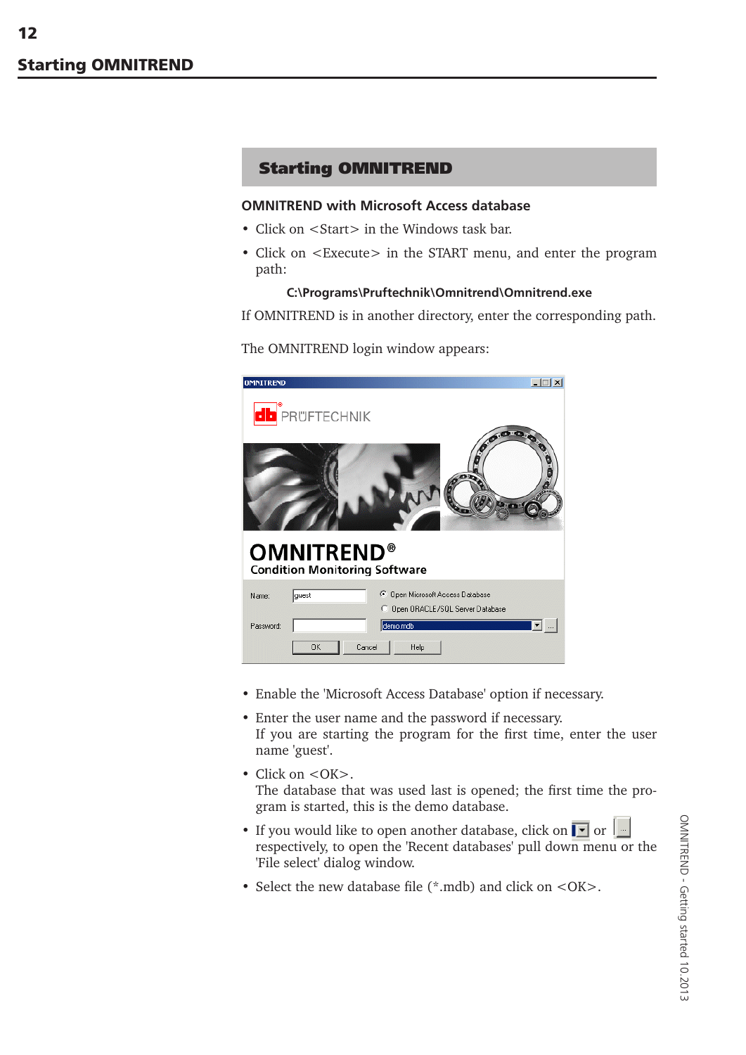## Starting OMNITREND

### OMNITREND with Microsoft Access database

- Click on <Start> in the Windows task bar.
- Click on <Execute> in the START menu, and enter the program path:

  **C:\Programs\Pruftechnik\Omnitrend\Omnitrend.exe**

If OMNITREND is in another directory, enter the corresponding path.

The OMNITREND login window appears:

- Enable the 'Microsoft Access Database' option if necessary.
- Enter the user name and the password if necessary.
  If you are starting the program for the first time, enter the user name 'guest'.
- Click on <OK>.
  The database that was used last is opened; the first time the program is started, this is the demo database.
- If you would like to open another database, click on or respectively, to open the 'Recent databases' pull down menu or the 'File select' dialog window.
- Select the new database file (*.mdb) and click on <OK>.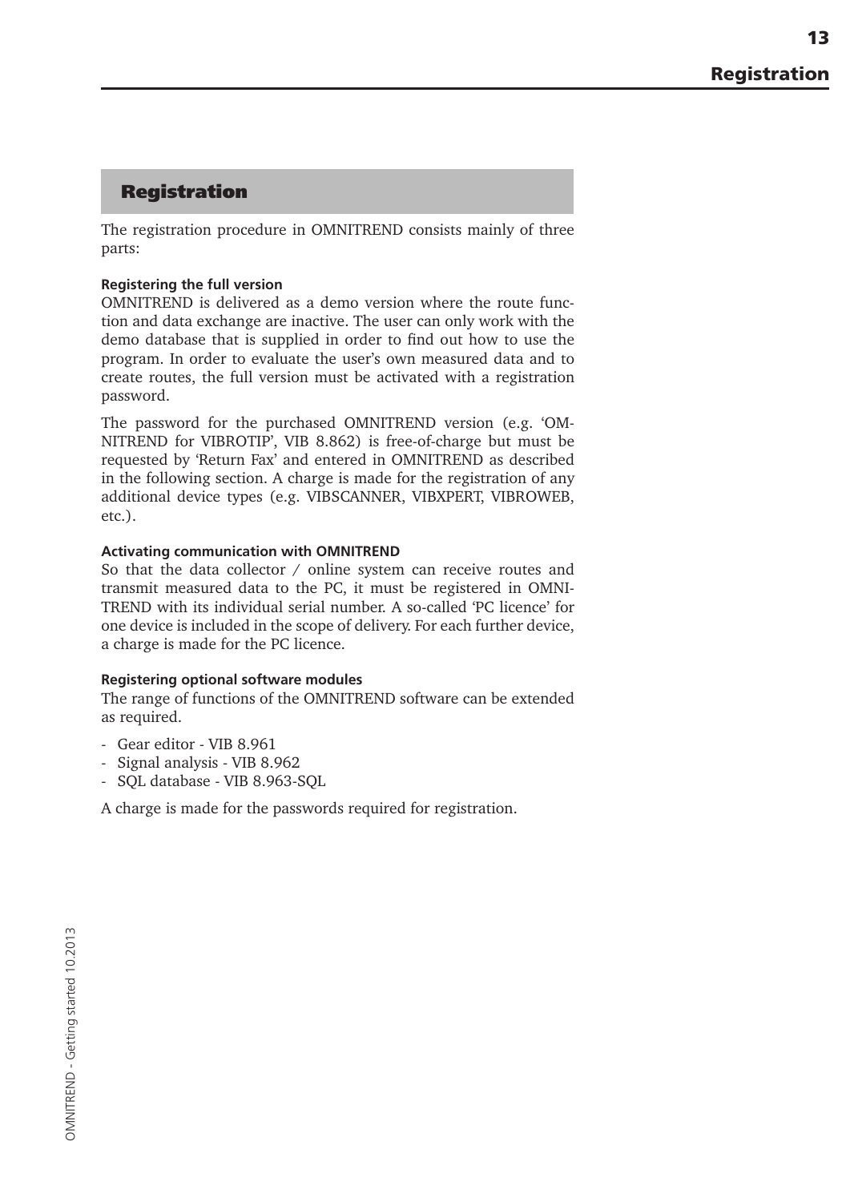## Registration

The registration procedure in OMNITREND consists mainly of three parts:

**Registering the full version**

OMNITREND is delivered as a demo version where the route function and data exchange are inactive. The user can only work with the demo database that is supplied in order to find out how to use the program. In order to evaluate the user's own measured data and to create routes, the full version must be activated with a registration password.

The password for the purchased OMNITREND version (e.g. 'OMNITREND for VIBROTIP', VIB 8.862) is free-of-charge but must be requested by 'Return Fax' and entered in OMNITREND as described in the following section. A charge is made for the registration of any additional device types (e.g. VIBSCANNER, VIBXPERT, VIBROWEB, etc.).

**Activating communication with OMNITREND**

So that the data collector / online system can receive routes and transmit measured data to the PC, it must be registered in OMNITREND with its individual serial number. A so-called 'PC licence' for one device is included in the scope of delivery. For each further device, a charge is made for the PC licence.

**Registering optional software modules**

The range of functions of the OMNITREND software can be extended as required.

- Gear editor - VIB 8.961
- Signal analysis - VIB 8.962
- SQL database - VIB 8.963-SQL

A charge is made for the passwords required for registration.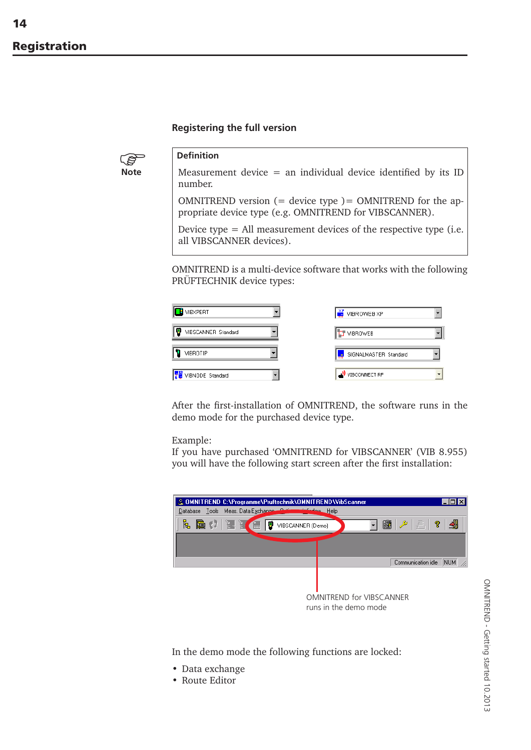## Registration

### Registering the full version

Note

**Definition**

Measurement device = an individual device identified by its ID number.

OMNITREND version (= device type )= OMNITREND for the appropriate device type (e.g. OMNITREND for VIBSCANNER).

Device type = All measurement devices of the respective type (i.e. all VIBSCANNER devices).

OMNITREND is a multi-device software that works with the following PRÜFTECHNIK device types:

- VIBXPERT
- VIBSCANNER Standard
- VIBROTIP
- VIBNODE Standard
- VIBROWEB XP
- VIBROWEB
- SIGNALMASTER Standard
- VIBCONNECT RF

After the first-installation of OMNITREND, the software runs in the demo mode for the purchased device type.

Example:
If you have purchased 'OMNITREND for VIBSCANNER' (VIB 8.955) you will have the following start screen after the first installation:

OMNITREND for VIBSCANNER runs in the demo mode

In the demo mode the following functions are locked:

- Data exchange
- Route Editor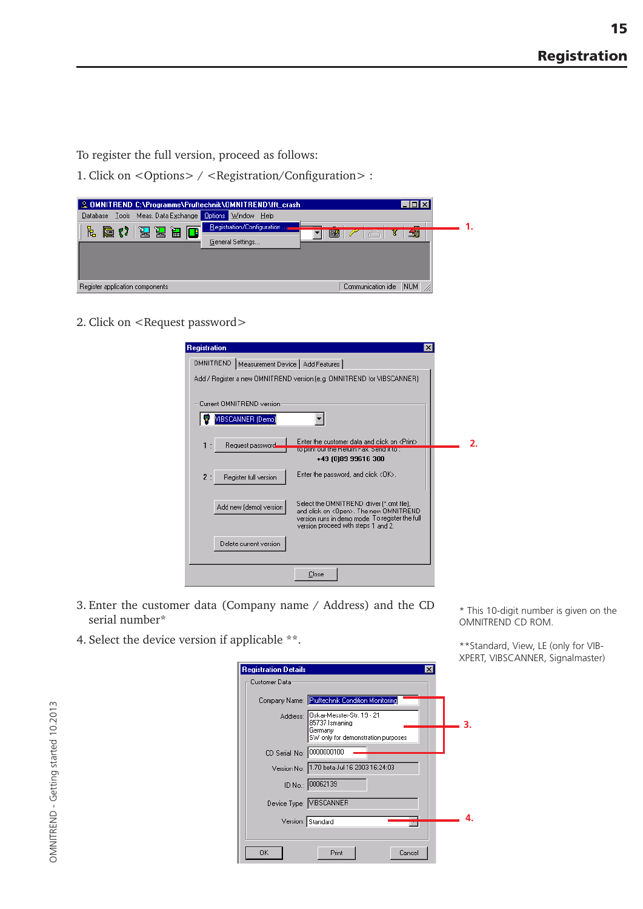## Registration

To register the full version, proceed as follows:

1. Click on <Options> / <Registration/Configuration> :

2. Click on <Request password>

3. Enter the customer data (Company name / Address) and the CD serial number*

4. Select the device version if applicable **.

\* This 10-digit number is given on the OMNITREND CD ROM.

\*\*Standard, View, LE (only for VIBXPERT, VIBSCANNER, Signalmaster)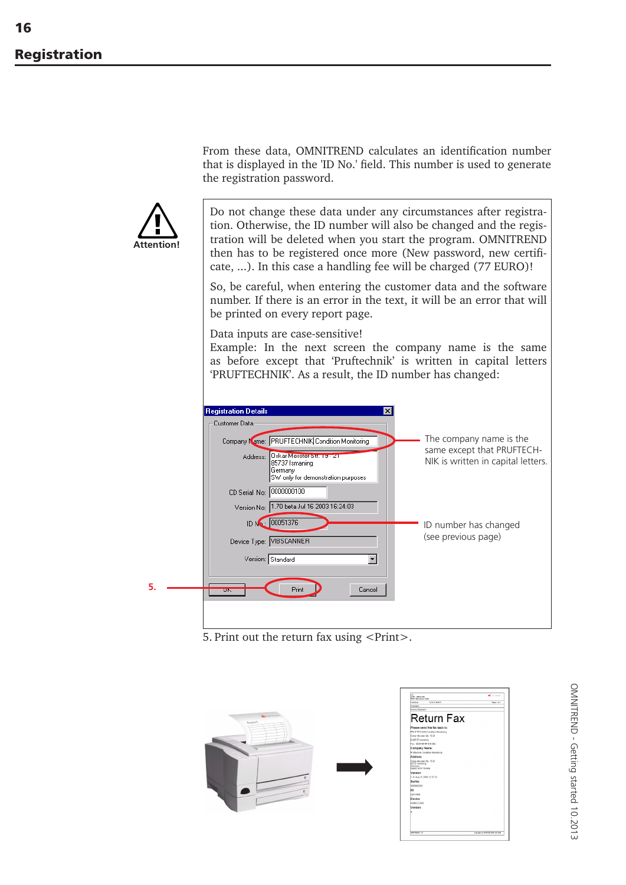## Registration

From these data, OMNITREND calculates an identification number that is displayed in the 'ID No.' field. This number is used to generate the registration password.

**Attention!**

Do not change these data under any circumstances after registration. Otherwise, the ID number will also be changed and the registration will be deleted when you start the program. OMNITREND then has to be registered once more (New password, new certificate, ...). In this case a handling fee will be charged (77 EURO)!

So, be careful, when entering the customer data and the software number. If there is an error in the text, it will be an error that will be printed on every report page.

Data inputs are case-sensitive!
Example: In the next screen the company name is the same as before except that 'Pruftechnik' is written in capital letters 'PRUFTECHNIK'. As a result, the ID number has changed:

Registration Details

Customer Data

Company Name: PRUFTECHNIK Condition Monitoring

Address: Oskar Messter Str. 19 - 21
85737 Ismaning
Germany
SW only for demonstration purposes

CD Serial No: 0000000100

Version No: 1.70 beta Jul 16 2003 16:24:03

ID No.: 00051376

Device Type: VIBSCANNER

Version: Standard

OK | Print | Cancel

The company name is the same except that PRUFTECHNIK is written in capital letters.

ID number has changed (see previous page)

5.

5. Print out the return fax using <Print>.

Return Fax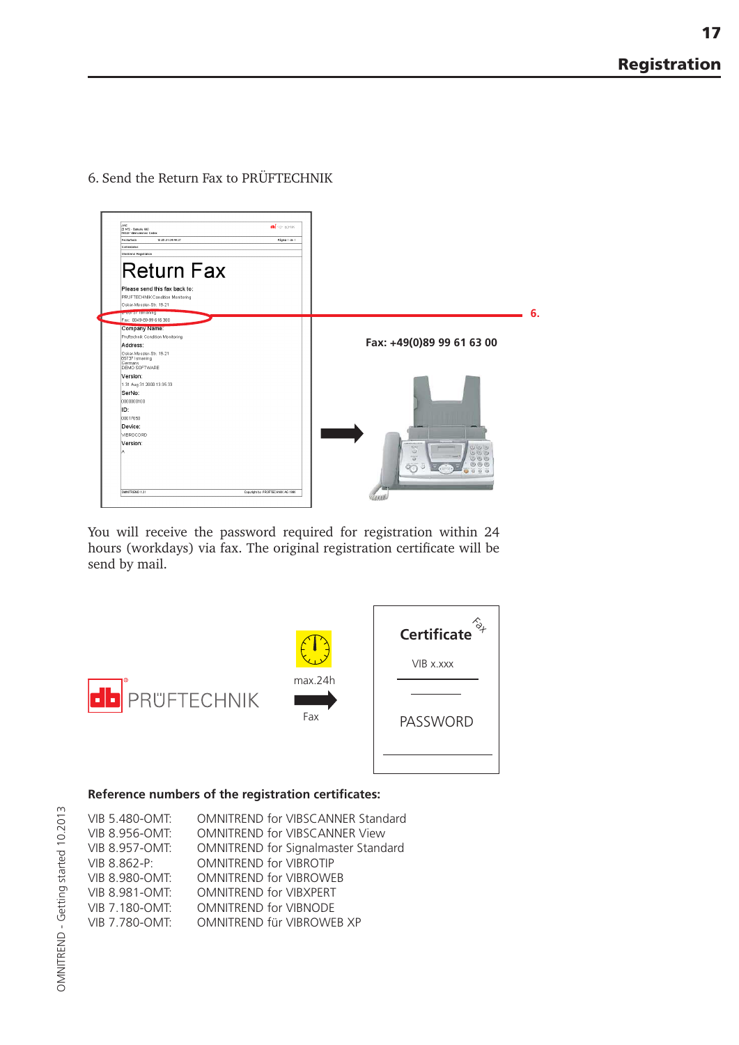6. Send the Return Fax to PRÜFTECHNIK

Fax: +49(0)89 99 61 63 00

You will receive the password required for registration within 24 hours (workdays) via fax. The original registration certificate will be send by mail.

**Reference numbers of the registration certificates:**

VIB 5.480-OMT: OMNITREND for VIBSCANNER Standard
VIB 8.956-OMT: OMNITREND for VIBSCANNER View
VIB 8.957-OMT: OMNITREND for Signalmaster Standard
VIB 8.862-P: OMNITREND for VIBROTIP
VIB 8.980-OMT: OMNITREND for VIBROWEB
VIB 8.981-OMT: OMNITREND for VIBXPERT
VIB 7.180-OMT: OMNITREND for VIBNODE
VIB 7.780-OMT: OMNITREND für VIBROWEB XP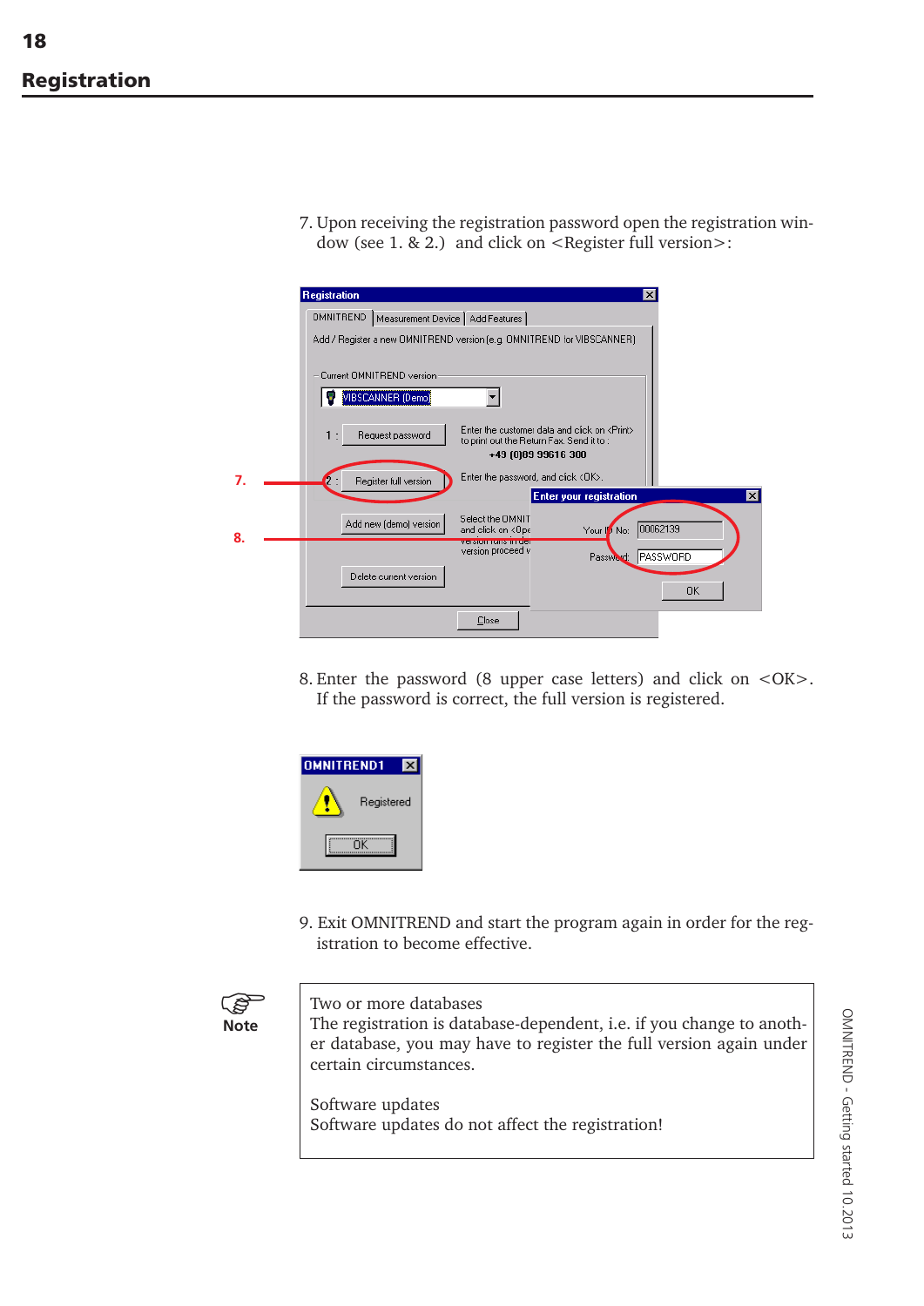## Registration

7. Upon receiving the registration password open the registration window (see 1. & 2.) and click on <Register full version>:

8. Enter the password (8 upper case letters) and click on <OK>. If the password is correct, the full version is registered.

9. Exit OMNITREND and start the program again in order for the registration to become effective.

**Note**

Two or more databases
The registration is database-dependent, i.e. if you change to another database, you may have to register the full version again under certain circumstances.

Software updates
Software updates do not affect the registration!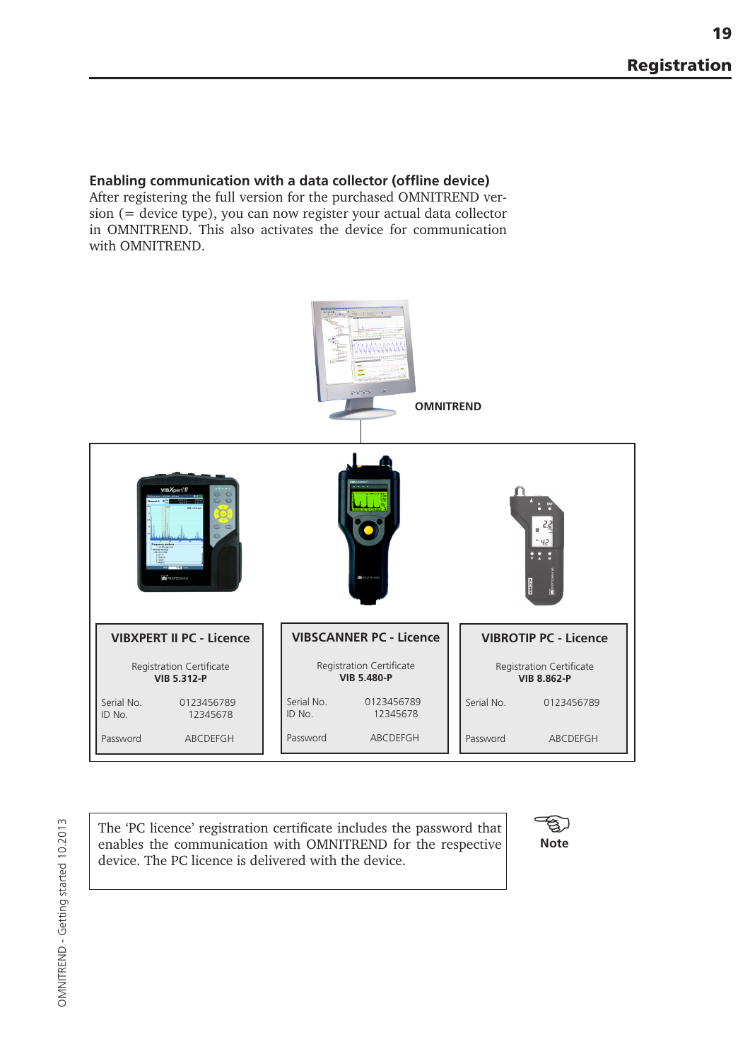## Registration

**Enabling communication with a data collector (offline device)**
After registering the full version for the purchased OMNITREND version (= device type), you can now register your actual data collector in OMNITREND. This also activates the device for communication with OMNITREND.

OMNITREND

| VIBXPERT II PC - Licence | VIBSCANNER PC - Licence | VIBROTIP PC - Licence |
|---|---|---|
| Registration Certificate **VIB 5.312-P** | Registration Certificate **VIB 5.480-P** | Registration Certificate **VIB 8.862-P** |
| Serial No. 0123456789 | Serial No. 0123456789 | Serial No. 0123456789 |
| ID No. 12345678 | ID No. 12345678 | |
| Password ABCDEFGH | Password ABCDEFGH | Password ABCDEFGH |

**Note**

The 'PC licence' registration certificate includes the password that enables the communication with OMNITREND for the respective device. The PC licence is delivered with the device.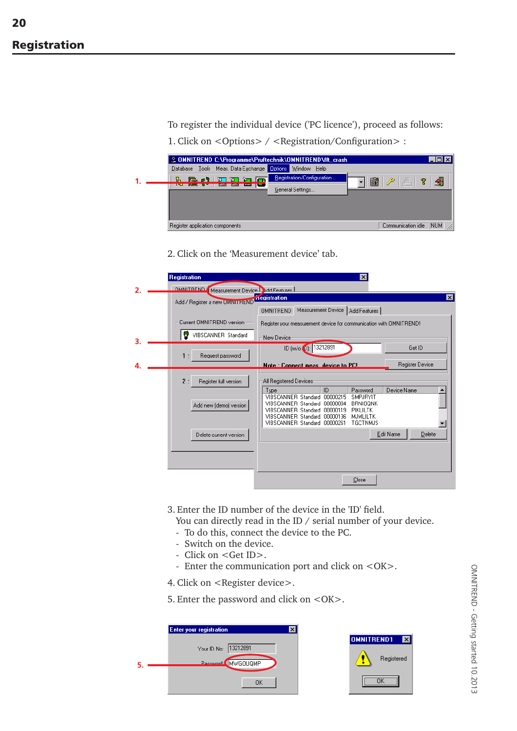## Registration

To register the individual device ('PC licence'), proceed as follows:

1. Click on <Options> / <Registration/Configuration> :

2. Click on the 'Measurement device' tab.

3. Enter the ID number of the device in the 'ID' field.
   You can directly read in the ID / serial number of your device.
   - To do this, connect the device to the PC.
   - Switch on the device.
   - Click on <Get ID>.
   - Enter the communication port and click on <OK>.

4. Click on <Register device>.

5. Enter the password and click on <OK>.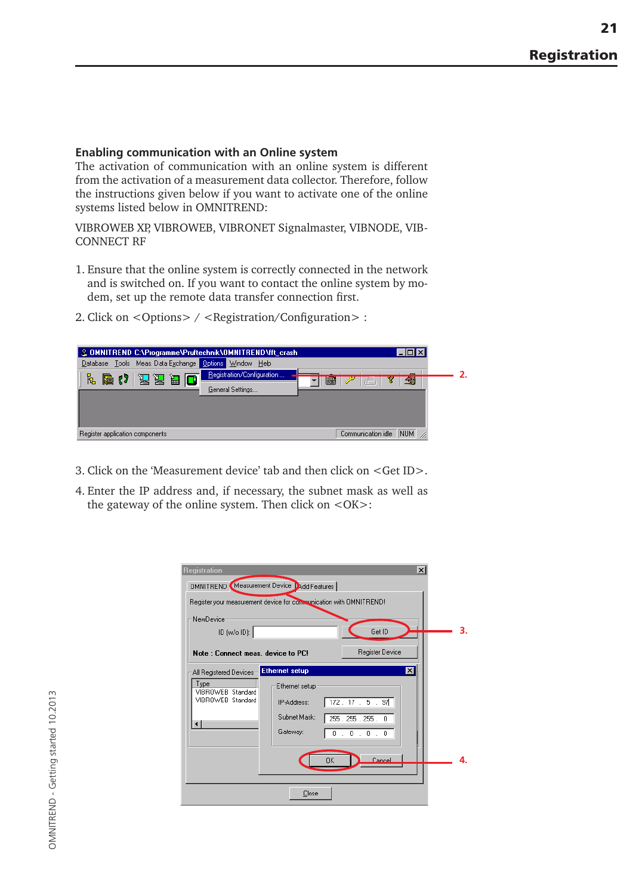## Enabling communication with an Online system

The activation of communication with an online system is different from the activation of a measurement data collector. Therefore, follow the instructions given below if you want to activate one of the online systems listed below in OMNITREND:

VIBROWEB XP, VIBROWEB, VIBRONET Signalmaster, VIBNODE, VIB-CONNECT RF

1. Ensure that the online system is correctly connected in the network and is switched on. If you want to contact the online system by modem, set up the remote data transfer connection first.
2. Click on <Options> / <Registration/Configuration> :

3. Click on the 'Measurement device' tab and then click on <Get ID>.
4. Enter the IP address and, if necessary, the subnet mask as well as the gateway of the online system. Then click on <OK>: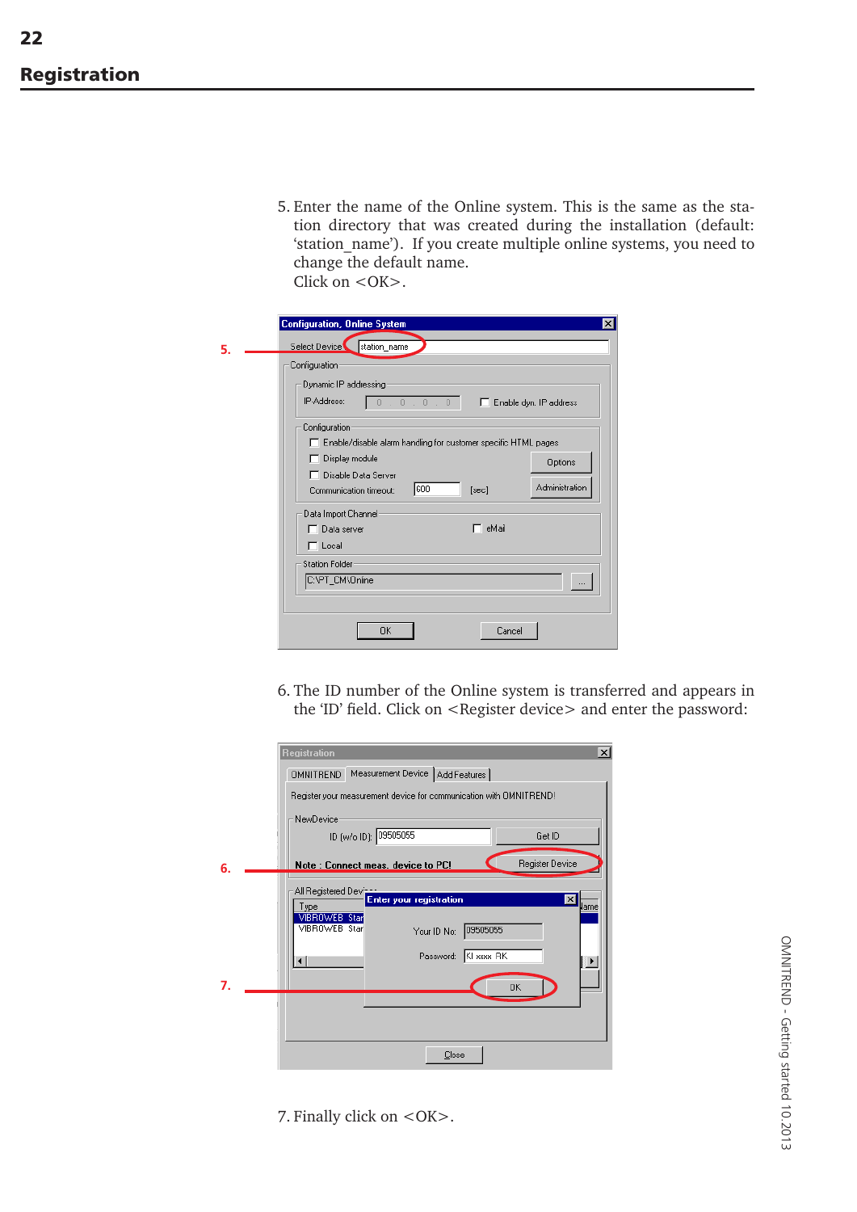## Registration

5. Enter the name of the Online system. This is the same as the station directory that was created during the installation (default: 'station_name'). If you create multiple online systems, you need to change the default name.
   Click on <OK>.

6. The ID number of the Online system is transferred and appears in the 'ID' field. Click on <Register device> and enter the password:

7. Finally click on <OK>.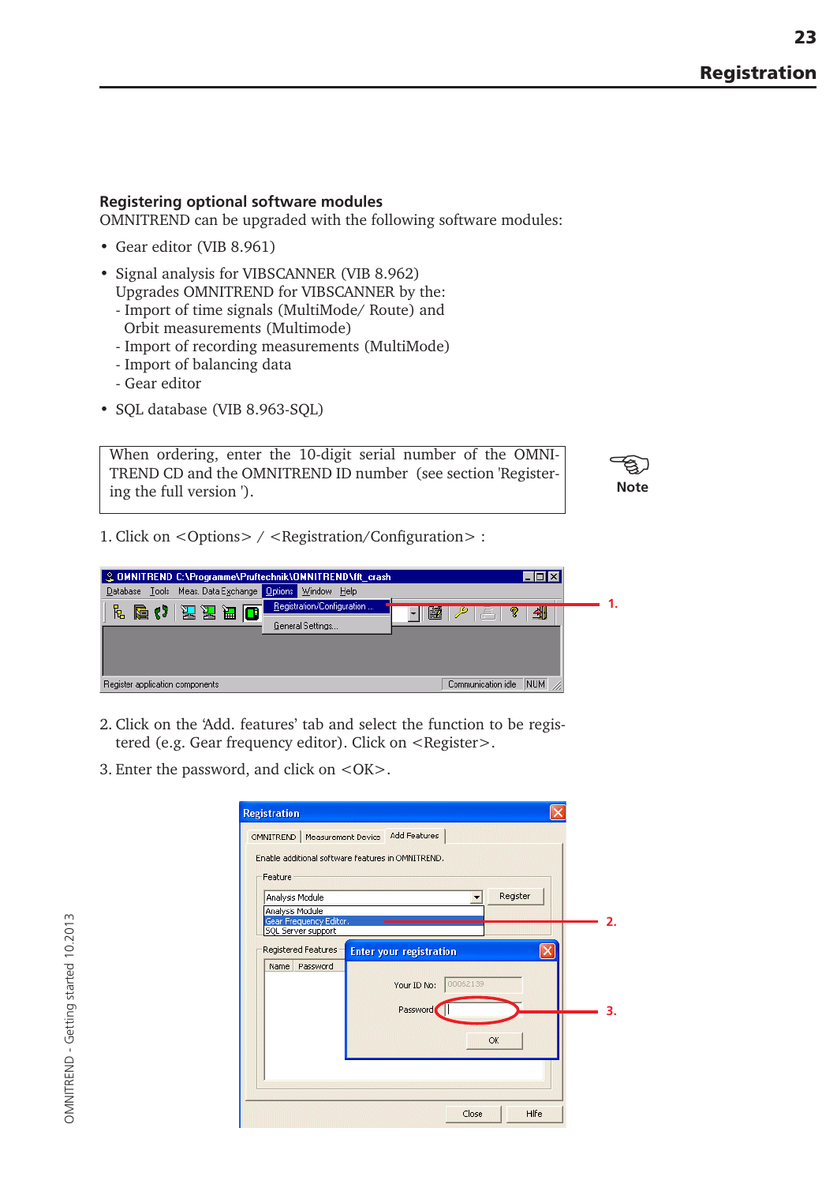## Registering optional software modules

OMNITREND can be upgraded with the following software modules:

- Gear editor (VIB 8.961)
- Signal analysis for VIBSCANNER (VIB 8.962)
  Upgrades OMNITREND for VIBSCANNER by the:
  - Import of time signals (MultiMode/ Route) and Orbit measurements (Multimode)
  - Import of recording measurements (MultiMode)
  - Import of balancing data
  - Gear editor
- SQL database (VIB 8.963-SQL)

> **Note**
> When ordering, enter the 10-digit serial number of the OMNITREND CD and the OMNITREND ID number (see section 'Registering the full version ').

1. Click on <Options> / <Registration/Configuration> :

2. Click on the 'Add. features' tab and select the function to be registered (e.g. Gear frequency editor). Click on <Register>.
3. Enter the password, and click on <OK>.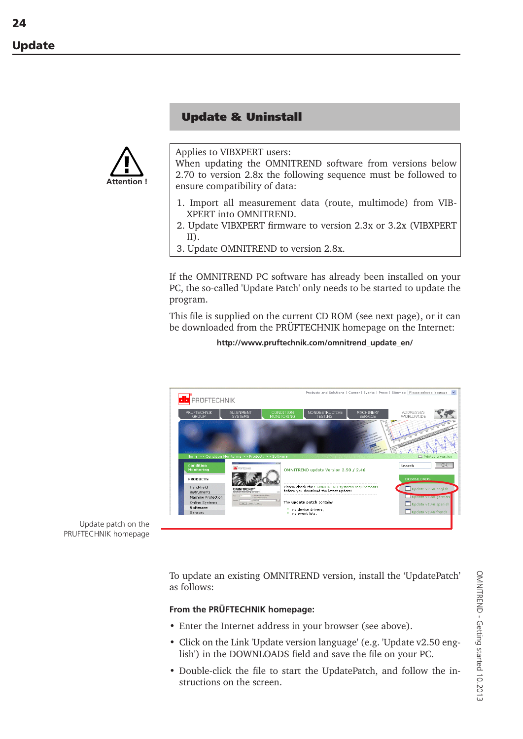# Update

## Update & Uninstall

Attention !

Applies to VIBXPERT users:
When updating the OMNITREND software from versions below 2.70 to version 2.8x the following sequence must be followed to ensure compatibility of data:

1. Import all measurement data (route, multimode) from VIBXPERT into OMNITREND.
2. Update VIBXPERT firmware to version 2.3x or 3.2x (VIBXPERT II).
3. Update OMNITREND to version 2.8x.

If the OMNITREND PC software has already been installed on your PC, the so-called 'Update Patch' only needs to be started to update the program.

This file is supplied on the current CD ROM (see next page), or it can be downloaded from the PRÜFTECHNIK homepage on the Internet:

**http://www.pruftechnik.com/omnitrend_update_en/**

Update patch on the PRUFTECHNIK homepage

To update an existing OMNITREND version, install the 'UpdatePatch' as follows:

**From the PRÜFTECHNIK homepage:**

- Enter the Internet address in your browser (see above).
- Click on the Link 'Update version language' (e.g. 'Update v2.50 english') in the DOWNLOADS field and save the file on your PC.
- Double-click the file to start the UpdatePatch, and follow the instructions on the screen.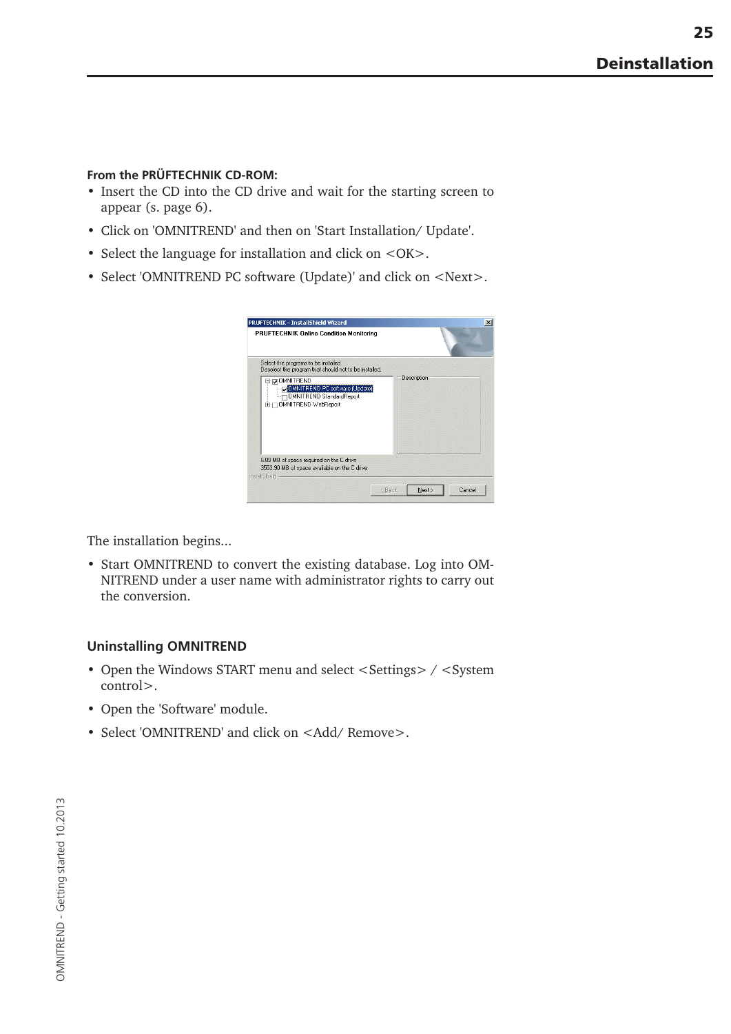**From the PRÜFTECHNIK CD-ROM:**

- Insert the CD into the CD drive and wait for the starting screen to appear (s. page 6).
- Click on 'OMNITREND' and then on 'Start Installation/ Update'.
- Select the language for installation and click on <OK>.
- Select 'OMNITREND PC software (Update)' and click on <Next>.

The installation begins...

- Start OMNITREND to convert the existing database. Log into OMNITREND under a user name with administrator rights to carry out the conversion.

### Uninstalling OMNITREND

- Open the Windows START menu and select <Settings> / <System control>.
- Open the 'Software' module.
- Select 'OMNITREND' and click on <Add/ Remove>.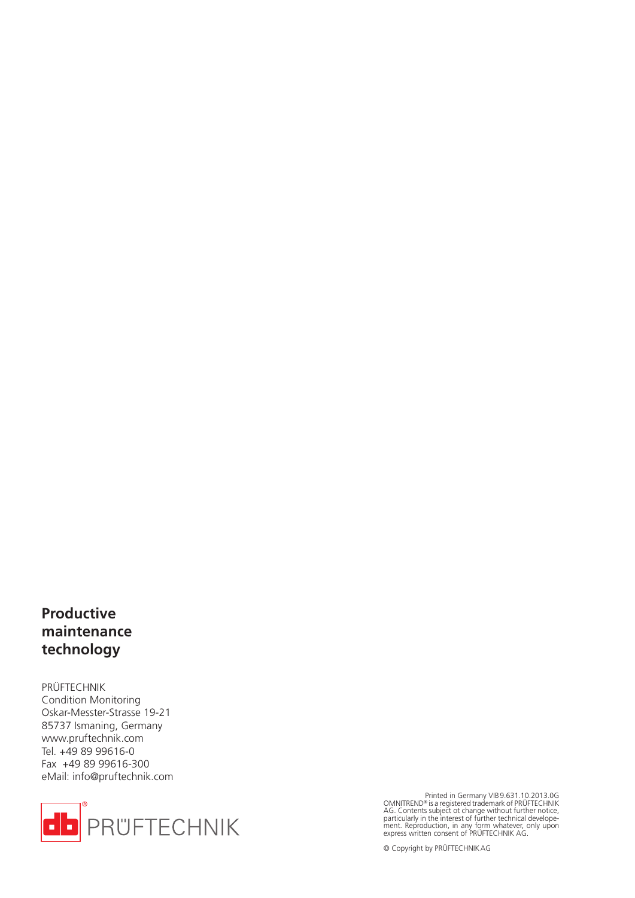**Productive maintenance technology**

PRÜFTECHNIK
Condition Monitoring
Oskar-Messter-Strasse 19-21
85737 Ismaning, Germany
www.pruftechnik.com
Tel. +49 89 99616-0
Fax +49 89 99616-300
eMail: info@pruftechnik.com

PRÜFTECHNIK

Printed in Germany VIB 9.631.10.2013.0G
OMNITREND® is a registered trademark of PRÜFTECHNIK AG. Contents subject ot change without further notice, particularly in the interest of further technical developement. Reproduction, in any form whatever, only upon express written consent of PRÜFTECHNIK AG.

© Copyright by PRÜFTECHNIK AG